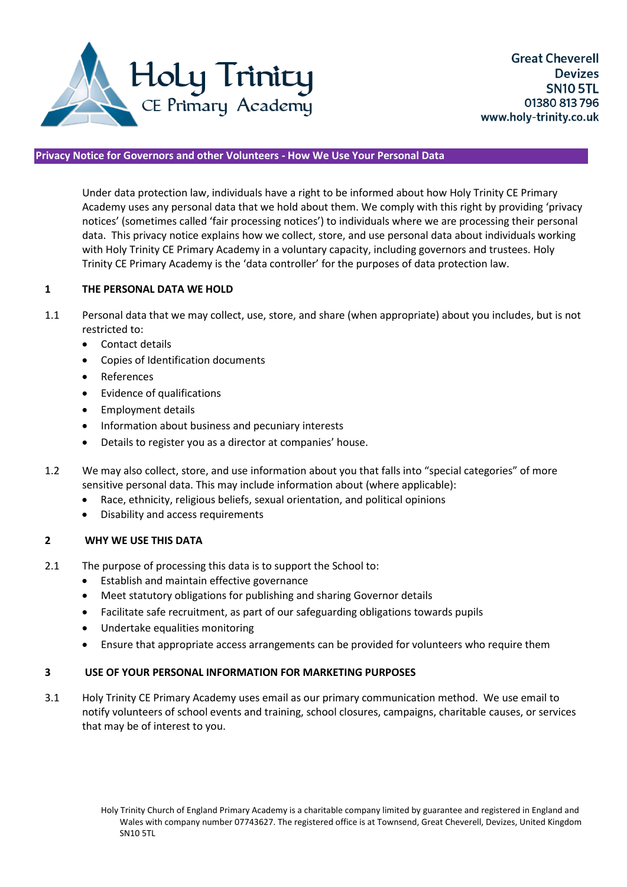Holy Trinity CE Primary Academy

Great Cheverell
Devizes
SN10 5TL
01380 813 796
www.holy-trinity.co.uk

## Privacy Notice for Governors and other Volunteers - How We Use Your Personal Data

Under data protection law, individuals have a right to be informed about how Holy Trinity CE Primary Academy uses any personal data that we hold about them. We comply with this right by providing 'privacy notices' (sometimes called 'fair processing notices') to individuals where we are processing their personal data. This privacy notice explains how we collect, store, and use personal data about individuals working with Holy Trinity CE Primary Academy in a voluntary capacity, including governors and trustees. Holy Trinity CE Primary Academy is the 'data controller' for the purposes of data protection law.

### 1 THE PERSONAL DATA WE HOLD

1.1 Personal data that we may collect, use, store, and share (when appropriate) about you includes, but is not restricted to:

- Contact details
- Copies of Identification documents
- References
- Evidence of qualifications
- Employment details
- Information about business and pecuniary interests
- Details to register you as a director at companies' house.

1.2 We may also collect, store, and use information about you that falls into "special categories" of more sensitive personal data. This may include information about (where applicable):

- Race, ethnicity, religious beliefs, sexual orientation, and political opinions
- Disability and access requirements

### 2 WHY WE USE THIS DATA

2.1 The purpose of processing this data is to support the School to:

- Establish and maintain effective governance
- Meet statutory obligations for publishing and sharing Governor details
- Facilitate safe recruitment, as part of our safeguarding obligations towards pupils
- Undertake equalities monitoring
- Ensure that appropriate access arrangements can be provided for volunteers who require them

### 3 USE OF YOUR PERSONAL INFORMATION FOR MARKETING PURPOSES

3.1 Holy Trinity CE Primary Academy uses email as our primary communication method. We use email to notify volunteers of school events and training, school closures, campaigns, charitable causes, or services that may be of interest to you.

Holy Trinity Church of England Primary Academy is a charitable company limited by guarantee and registered in England and Wales with company number 07743627. The registered office is at Townsend, Great Cheverell, Devizes, United Kingdom SN10 5TL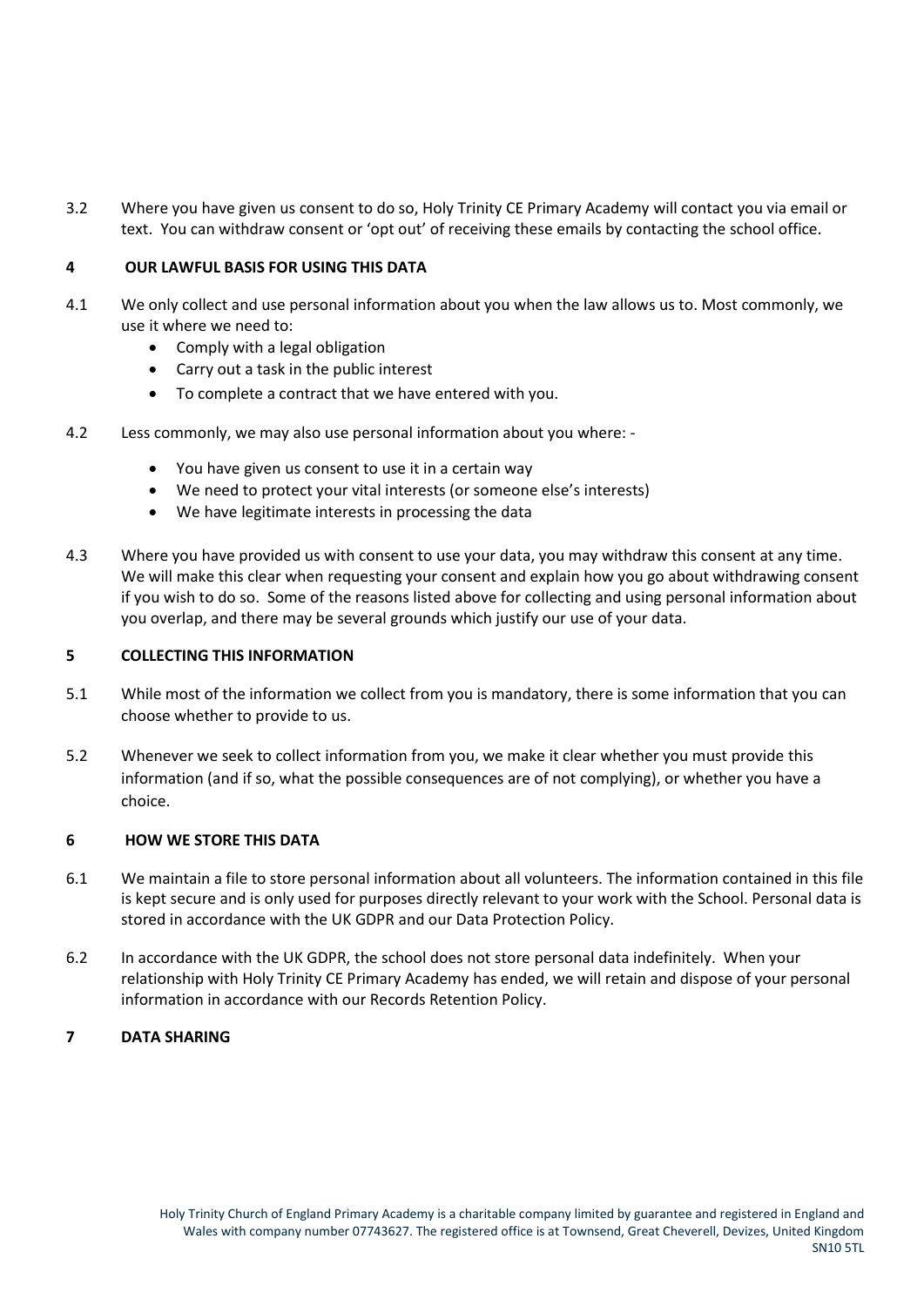3.2 Where you have given us consent to do so, Holy Trinity CE Primary Academy will contact you via email or text. You can withdraw consent or 'opt out' of receiving these emails by contacting the school office.

## 4 OUR LAWFUL BASIS FOR USING THIS DATA

4.1 We only collect and use personal information about you when the law allows us to. Most commonly, we use it where we need to:

- Comply with a legal obligation
- Carry out a task in the public interest
- To complete a contract that we have entered with you.

4.2 Less commonly, we may also use personal information about you where: -

- You have given us consent to use it in a certain way
- We need to protect your vital interests (or someone else's interests)
- We have legitimate interests in processing the data

4.3 Where you have provided us with consent to use your data, you may withdraw this consent at any time. We will make this clear when requesting your consent and explain how you go about withdrawing consent if you wish to do so. Some of the reasons listed above for collecting and using personal information about you overlap, and there may be several grounds which justify our use of your data.

## 5 COLLECTING THIS INFORMATION

5.1 While most of the information we collect from you is mandatory, there is some information that you can choose whether to provide to us.

5.2 Whenever we seek to collect information from you, we make it clear whether you must provide this information (and if so, what the possible consequences are of not complying), or whether you have a choice.

## 6 HOW WE STORE THIS DATA

6.1 We maintain a file to store personal information about all volunteers. The information contained in this file is kept secure and is only used for purposes directly relevant to your work with the School. Personal data is stored in accordance with the UK GDPR and our Data Protection Policy.

6.2 In accordance with the UK GDPR, the school does not store personal data indefinitely. When your relationship with Holy Trinity CE Primary Academy has ended, we will retain and dispose of your personal information in accordance with our Records Retention Policy.

## 7 DATA SHARING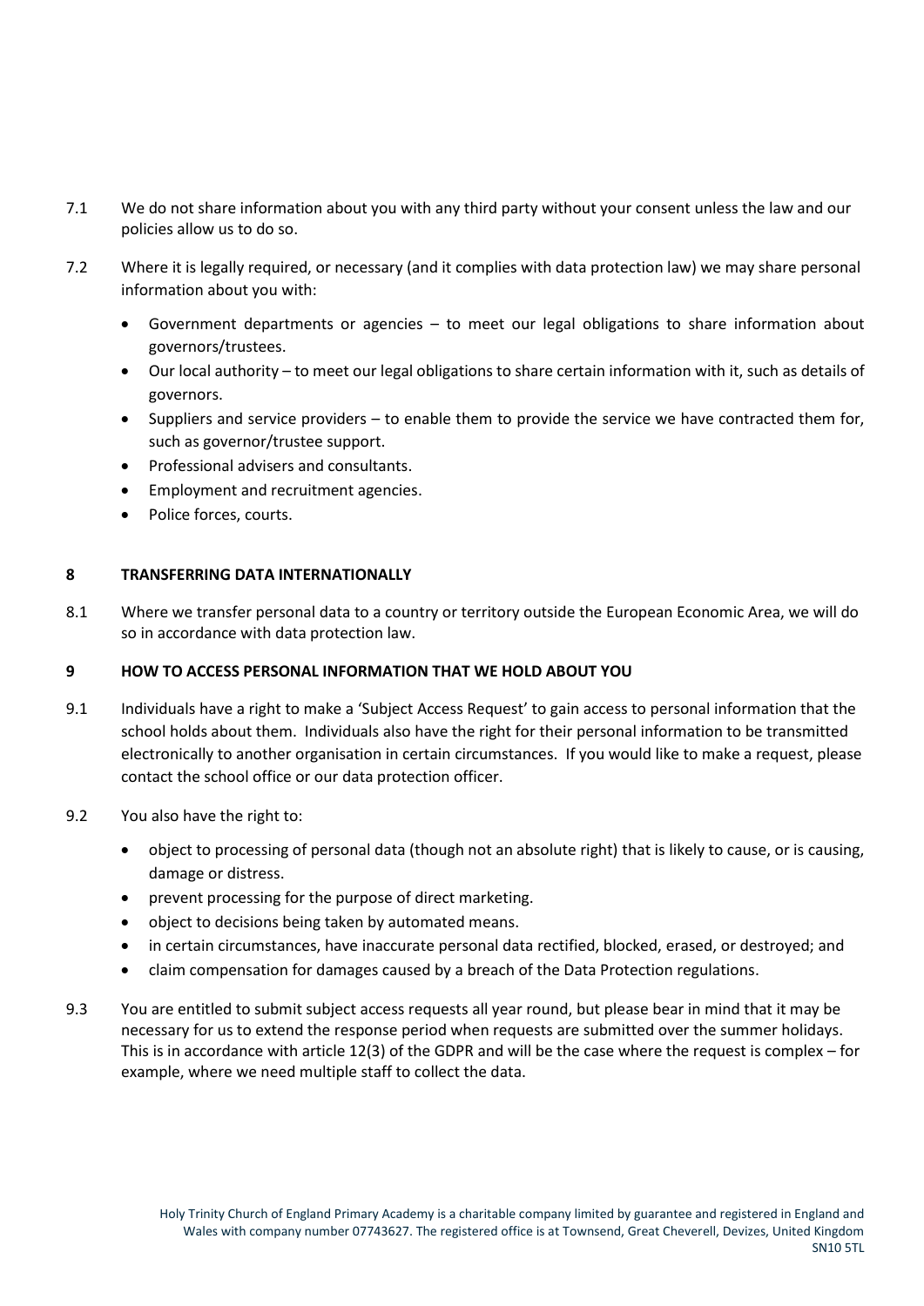7.1 We do not share information about you with any third party without your consent unless the law and our policies allow us to do so.

7.2 Where it is legally required, or necessary (and it complies with data protection law) we may share personal information about you with:

- Government departments or agencies – to meet our legal obligations to share information about governors/trustees.
- Our local authority – to meet our legal obligations to share certain information with it, such as details of governors.
- Suppliers and service providers – to enable them to provide the service we have contracted them for, such as governor/trustee support.
- Professional advisers and consultants.
- Employment and recruitment agencies.
- Police forces, courts.

## 8 TRANSFERRING DATA INTERNATIONALLY

8.1 Where we transfer personal data to a country or territory outside the European Economic Area, we will do so in accordance with data protection law.

## 9 HOW TO ACCESS PERSONAL INFORMATION THAT WE HOLD ABOUT YOU

9.1 Individuals have a right to make a 'Subject Access Request' to gain access to personal information that the school holds about them. Individuals also have the right for their personal information to be transmitted electronically to another organisation in certain circumstances. If you would like to make a request, please contact the school office or our data protection officer.

9.2 You also have the right to:

- object to processing of personal data (though not an absolute right) that is likely to cause, or is causing, damage or distress.
- prevent processing for the purpose of direct marketing.
- object to decisions being taken by automated means.
- in certain circumstances, have inaccurate personal data rectified, blocked, erased, or destroyed; and
- claim compensation for damages caused by a breach of the Data Protection regulations.

9.3 You are entitled to submit subject access requests all year round, but please bear in mind that it may be necessary for us to extend the response period when requests are submitted over the summer holidays. This is in accordance with article 12(3) of the GDPR and will be the case where the request is complex – for example, where we need multiple staff to collect the data.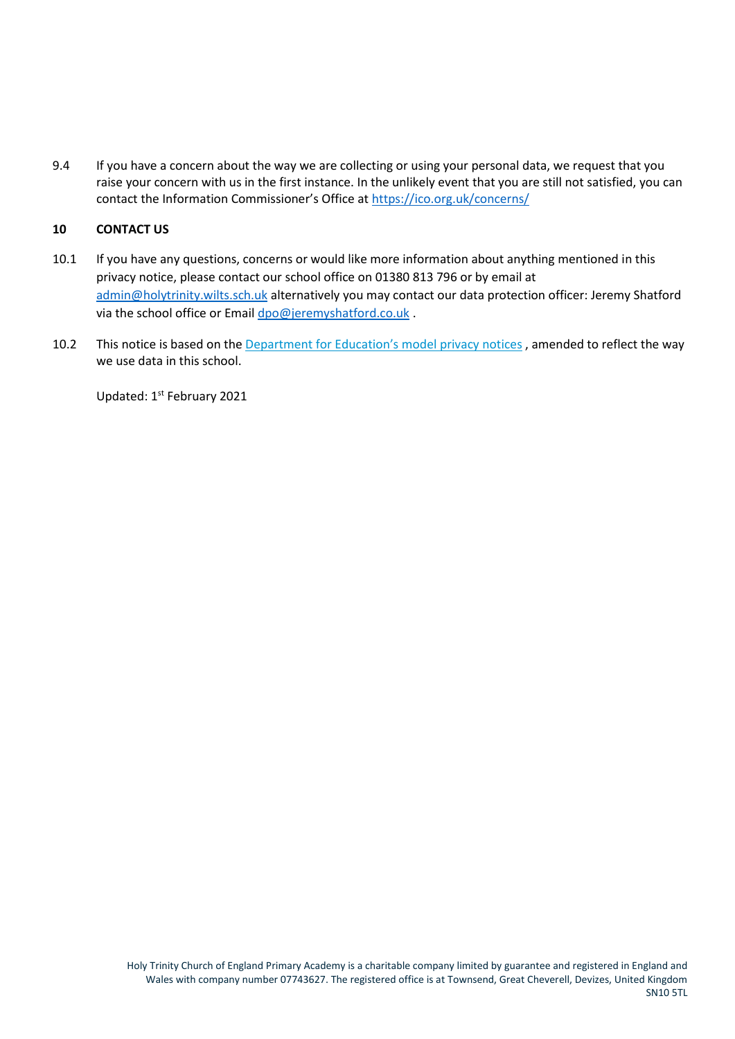9.4 If you have a concern about the way we are collecting or using your personal data, we request that you raise your concern with us in the first instance. In the unlikely event that you are still not satisfied, you can contact the Information Commissioner's Office at [https://ico.org.uk/concerns/](https://ico.org.uk/concerns/)

## 10 CONTACT US

10.1 If you have any questions, concerns or would like more information about anything mentioned in this privacy notice, please contact our school office on 01380 813 796 or by email at [admin@holytrinity.wilts.sch.uk](mailto:admin@holytrinity.wilts.sch.uk) alternatively you may contact our data protection officer: Jeremy Shatford via the school office or Email [dpo@jeremyshatford.co.uk](mailto:dpo@jeremyshatford.co.uk) .

10.2 This notice is based on the Department for Education's model privacy notices , amended to reflect the way we use data in this school.

Updated: 1st February 2021

Holy Trinity Church of England Primary Academy is a charitable company limited by guarantee and registered in England and Wales with company number 07743627. The registered office is at Townsend, Great Cheverell, Devizes, United Kingdom SN10 5TL